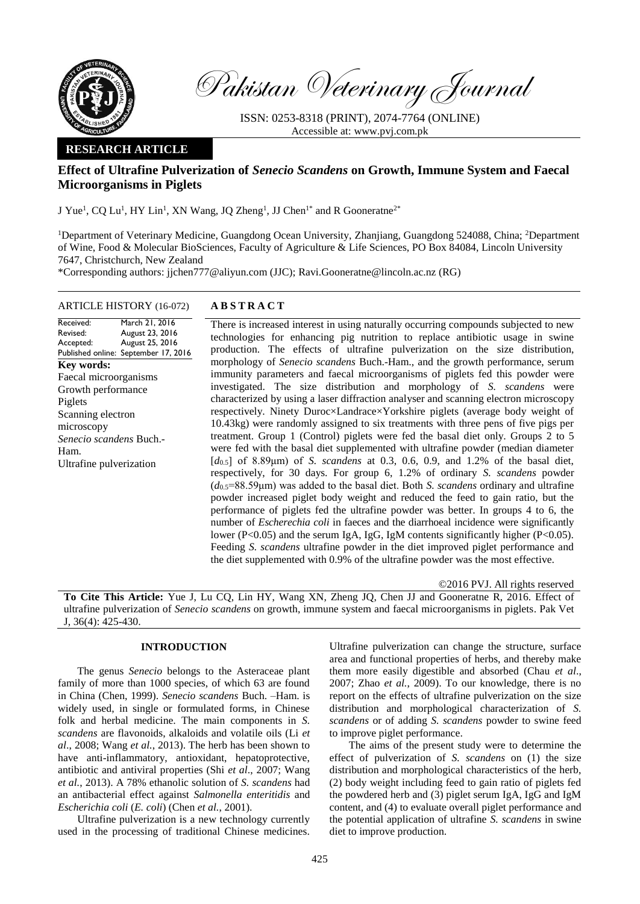# Pakistan Veterinary Journal

ISSN: 0253-8318 (PRINT), 2074-7764 (ONLINE)
Accessible at: www.pvj.com.pk

**RESEARCH ARTICLE**

## Effect of Ultrafine Pulverization of *Senecio Scandens* on Growth, Immune System and Faecal Microorganisms in Piglets

J Yue[1], CQ Lu[1], HY Lin[1], XN Wang, JQ Zheng[1], JJ Chen[1*] and R Gooneratne[2*]

[1]Department of Veterinary Medicine, Guangdong Ocean University, Zhanjiang, Guangdong 524088, China; [2]Department of Wine, Food & Molecular BioSciences, Faculty of Agriculture & Life Sciences, PO Box 84084, Lincoln University 7647, Christchurch, New Zealand

*Corresponding authors: jjchen777@aliyun.com (JJC); Ravi.Gooneratne@lincoln.ac.nz (RG)

**ARTICLE HISTORY** (16-072)

| | |
|---|---|
| Received: | March 21, 2016 |
| Revised: | August 23, 2016 |
| Accepted: | August 25, 2016 |
| Published online: | September 17, 2016 |

**Key words:**
Faecal microorganisms
Growth performance
Piglets
Scanning electron microscopy
*Senecio scandens* Buch.-Ham.
Ultrafine pulverization

**ABSTRACT**

There is increased interest in using naturally occurring compounds subjected to new technologies for enhancing pig nutrition to replace antibiotic usage in swine production. The effects of ultrafine pulverization on the size distribution, morphology of *Senecio scandens* Buch.-Ham., and the growth performance, serum immunity parameters and faecal microorganisms of piglets fed this powder were investigated. The size distribution and morphology of *S. scandens* were characterized by using a laser diffraction analyser and scanning electron microscopy respectively. Ninety Duroc×Landrace×Yorkshire piglets (average body weight of 10.43kg) were randomly assigned to six treatments with three pens of five pigs per treatment. Group 1 (Control) piglets were fed the basal diet only. Groups 2 to 5 were fed with the basal diet supplemented with ultrafine powder (median diameter [$d_{0.5}$] of 8.89μm) of *S. scandens* at 0.3, 0.6, 0.9, and 1.2% of the basal diet, respectively, for 30 days. For group 6, 1.2% of ordinary *S. scandens* powder ($d_{0.5}$=88.59μm) was added to the basal diet. Both *S. scandens* ordinary and ultrafine powder increased piglet body weight and reduced the feed to gain ratio, but the performance of piglets fed the ultrafine powder was better. In groups 4 to 6, the number of *Escherechia coli* in faeces and the diarrhoeal incidence were significantly lower ($P<0.05$) and the serum IgA, IgG, IgM contents significantly higher ($P<0.05$). Feeding *S. scandens* ultrafine powder in the diet improved piglet performance and the diet supplemented with 0.9% of the ultrafine powder was the most effective.

©2016 PVJ. All rights reserved

**To Cite This Article:** Yue J, Lu CQ, Lin HY, Wang XN, Zheng JQ, Chen JJ and Gooneratne R, 2016. Effect of ultrafine pulverization of *Senecio scandens* on growth, immune system and faecal microorganisms in piglets. Pak Vet J, 36(4): 425-430.

## INTRODUCTION

The genus *Senecio* belongs to the Asteraceae plant family of more than 1000 species, of which 63 are found in China (Chen, 1999). *Senecio scandens* Buch. –Ham. is widely used, in single or formulated forms, in Chinese folk and herbal medicine. The main components in *S. scandens* are flavonoids, alkaloids and volatile oils (Li *et al*., 2008; Wang *et al.*, 2013). The herb has been shown to have anti-inflammatory, antioxidant, hepatoprotective, antibiotic and antiviral properties (Shi *et al*., 2007; Wang *et al.*, 2013). A 78% ethanolic solution of *S. scandens* had an antibacterial effect against *Salmonella enteritidis* and *Escherichia coli* (*E. coli*) (Chen *et al.*, 2001).

Ultrafine pulverization is a new technology currently used in the processing of traditional Chinese medicines. Ultrafine pulverization can change the structure, surface area and functional properties of herbs, and thereby make them more easily digestible and absorbed (Chau *et al*., 2007; Zhao *et al.*, 2009). To our knowledge, there is no report on the effects of ultrafine pulverization on the size distribution and morphological characterization of *S. scandens* or of adding *S. scandens* powder to swine feed to improve piglet performance.

The aims of the present study were to determine the effect of pulverization of *S. scandens* on (1) the size distribution and morphological characteristics of the herb, (2) body weight including feed to gain ratio of piglets fed the powdered herb and (3) piglet serum IgA, IgG and IgM content, and (4) to evaluate overall piglet performance and the potential application of ultrafine *S. scandens* in swine diet to improve production.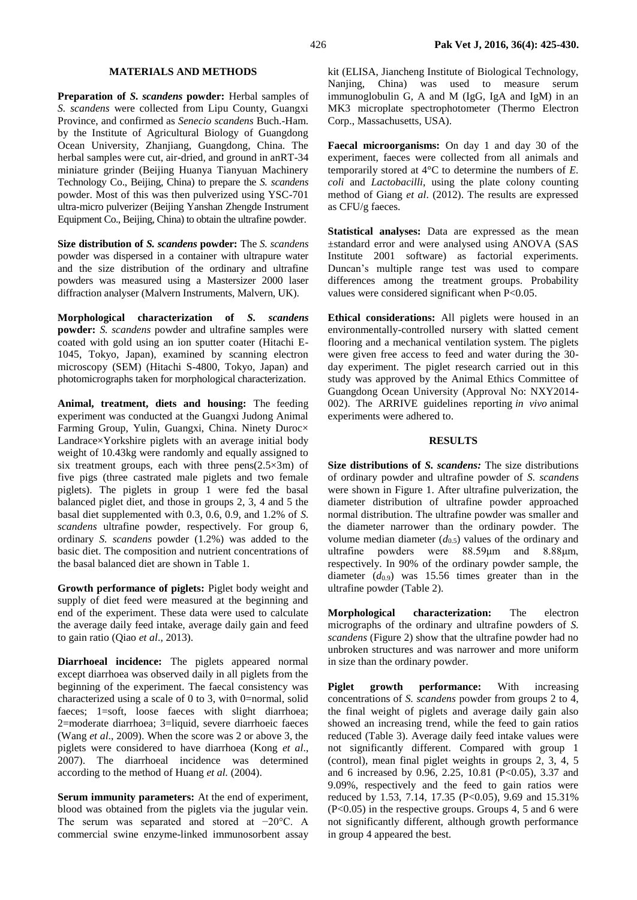## MATERIALS AND METHODS

**Preparation of *S. scandens* powder:** Herbal samples of *S. scandens* were collected from Lipu County, Guangxi Province, and confirmed as *Senecio scandens* Buch.-Ham. by the Institute of Agricultural Biology of Guangdong Ocean University, Zhanjiang, Guangdong, China. The herbal samples were cut, air-dried, and ground in anRT-34 miniature grinder (Beijing Huanya Tianyuan Machinery Technology Co., Beijing, China) to prepare the *S. scandens* powder. Most of this was then pulverized using YSC-701 ultra-micro pulverizer (Beijing Yanshan Zhengde Instrument Equipment Co., Beijing, China) to obtain the ultrafine powder.

**Size distribution of *S. scandens* powder:** The *S. scandens* powder was dispersed in a container with ultrapure water and the size distribution of the ordinary and ultrafine powders was measured using a Mastersizer 2000 laser diffraction analyser (Malvern Instruments, Malvern, UK).

**Morphological characterization of *S. scandens* powder:** *S. scandens* powder and ultrafine samples were coated with gold using an ion sputter coater (Hitachi E-1045, Tokyo, Japan), examined by scanning electron microscopy (SEM) (Hitachi S-4800, Tokyo, Japan) and photomicrographs taken for morphological characterization.

**Animal, treatment, diets and housing:** The feeding experiment was conducted at the Guangxi Judong Animal Farming Group, Yulin, Guangxi, China. Ninety Duroc× Landrace×Yorkshire piglets with an average initial body weight of 10.43kg were randomly and equally assigned to six treatment groups, each with three pens(2.5×3m) of five pigs (three castrated male piglets and two female piglets). The piglets in group 1 were fed the basal balanced piglet diet, and those in groups 2, 3, 4 and 5 the basal diet supplemented with 0.3, 0.6, 0.9, and 1.2% of *S. scandens* ultrafine powder, respectively. For group 6, ordinary *S. scandens* powder (1.2%) was added to the basic diet. The composition and nutrient concentrations of the basal balanced diet are shown in Table 1.

**Growth performance of piglets:** Piglet body weight and supply of diet feed were measured at the beginning and end of the experiment. These data were used to calculate the average daily feed intake, average daily gain and feed to gain ratio (Qiao *et al*., 2013).

**Diarrhoeal incidence:** The piglets appeared normal except diarrhoea was observed daily in all piglets from the beginning of the experiment. The faecal consistency was characterized using a scale of 0 to 3, with 0=normal, solid faeces; 1=soft, loose faeces with slight diarrhoea; 2=moderate diarrhoea; 3=liquid, severe diarrhoeic faeces (Wang *et al*., 2009). When the score was 2 or above 3, the piglets were considered to have diarrhoea (Kong *et al*., 2007). The diarrhoeal incidence was determined according to the method of Huang *et al.* (2004).

**Serum immunity parameters:** At the end of experiment, blood was obtained from the piglets via the jugular vein. The serum was separated and stored at −20°C. A commercial swine enzyme-linked immunosorbent assay kit (ELISA, Jiancheng Institute of Biological Technology, Nanjing, China) was used to measure serum immunoglobulin G, A and M (IgG, IgA and IgM) in an MK3 microplate spectrophotometer (Thermo Electron Corp., Massachusetts, USA).

**Faecal microorganisms:** On day 1 and day 30 of the experiment, faeces were collected from all animals and temporarily stored at 4°C to determine the numbers of *E. coli* and *Lactobacilli*, using the plate colony counting method of Giang *et al*. (2012). The results are expressed as CFU/g faeces.

**Statistical analyses:** Data are expressed as the mean ±standard error and were analysed using ANOVA (SAS Institute 2001 software) as factorial experiments. Duncan's multiple range test was used to compare differences among the treatment groups. Probability values were considered significant when $P<0.05$.

**Ethical considerations:** All piglets were housed in an environmentally-controlled nursery with slatted cement flooring and a mechanical ventilation system. The piglets were given free access to feed and water during the 30-day experiment. The piglet research carried out in this study was approved by the Animal Ethics Committee of Guangdong Ocean University (Approval No: NXY2014-002). The ARRIVE guidelines reporting *in vivo* animal experiments were adhered to.

## RESULTS

**Size distributions of *S. scandens:*** The size distributions of ordinary powder and ultrafine powder of *S. scandens* were shown in Figure 1. After ultrafine pulverization, the diameter distribution of ultrafine powder approached normal distribution. The ultrafine powder was smaller and the diameter narrower than the ordinary powder. The volume median diameter ($d_{0.5}$) values of the ordinary and ultrafine powders were 88.59μm and 8.88μm, respectively. In 90% of the ordinary powder sample, the diameter ($d_{0.9}$) was 15.56 times greater than in the ultrafine powder (Table 2).

**Morphological characterization:** The electron micrographs of the ordinary and ultrafine powders of *S. scandens* (Figure 2) show that the ultrafine powder had no unbroken structures and was narrower and more uniform in size than the ordinary powder.

**Piglet growth performance:** With increasing concentrations of *S. scandens* powder from groups 2 to 4, the final weight of piglets and average daily gain also showed an increasing trend, while the feed to gain ratios reduced (Table 3). Average daily feed intake values were not significantly different. Compared with group 1 (control), mean final piglet weights in groups 2, 3, 4, 5 and 6 increased by 0.96, 2.25, 10.81 ($P<0.05$), 3.37 and 9.09%, respectively and the feed to gain ratios were reduced by 1.53, 7.14, 17.35 ($P<0.05$), 9.69 and 15.31% ($P<0.05$) in the respective groups. Groups 4, 5 and 6 were not significantly different, although growth performance in group 4 appeared the best.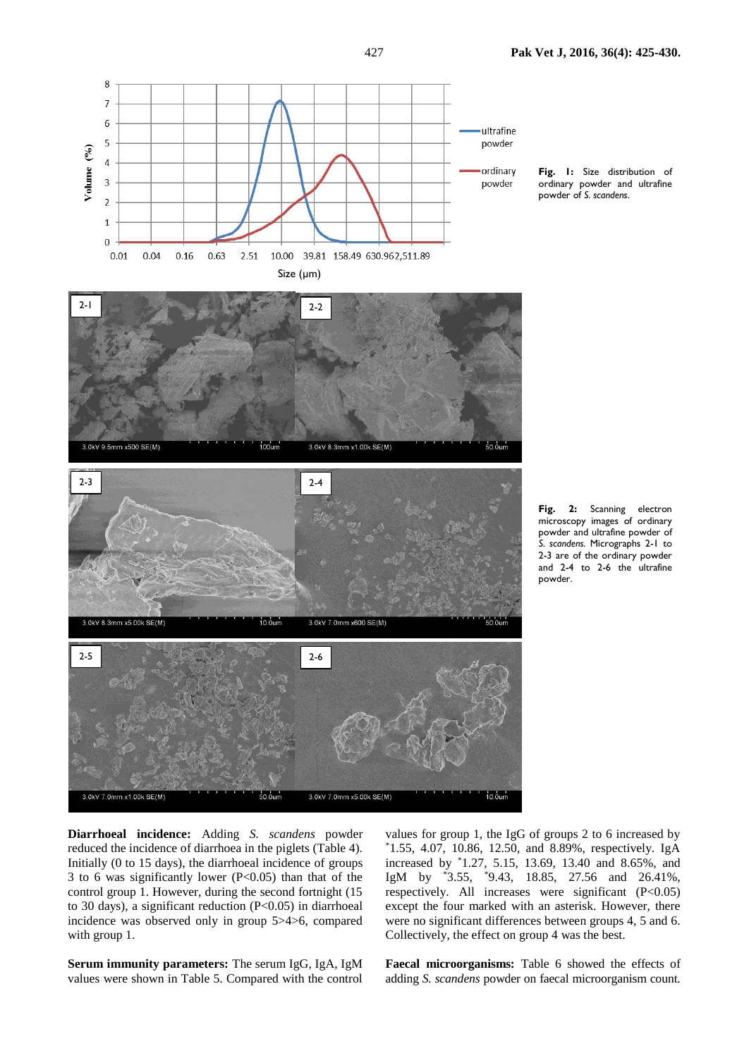**Fig. 1:** Size distribution of ordinary powder and ultrafine powder of *S. scandens*.

**Fig. 2:** Scanning electron microscopy images of ordinary powder and ultrafine powder of *S. scandens*. Micrographs 2-1 to 2-3 are of the ordinary powder and 2-4 to 2-6 the ultrafine powder.

**Diarrhoeal incidence:** Adding *S. scandens* powder reduced the incidence of diarrhoea in the piglets (Table 4). Initially (0 to 15 days), the diarrhoeal incidence of groups 3 to 6 was significantly lower (P<0.05) than that of the control group 1. However, during the second fortnight (15 to 30 days), a significant reduction (P<0.05) in diarrhoeal incidence was observed only in group 5>4>6, compared with group 1.

**Serum immunity parameters:** The serum IgG, IgA, IgM values were shown in Table 5. Compared with the control values for group 1, the IgG of groups 2 to 6 increased by *1.55, 4.07, 10.86, 12.50, and 8.89%, respectively. IgA increased by *1.27, 5.15, 13.69, 13.40 and 8.65%, and IgM by *3.55, *9.43, 18.85, 27.56 and 26.41%, respectively. All increases were significant (P<0.05) except the four marked with an asterisk. However, there were no significant differences between groups 4, 5 and 6. Collectively, the effect on group 4 was the best.

**Faecal microorganisms:** Table 6 showed the effects of adding *S. scandens* powder on faecal microorganism count.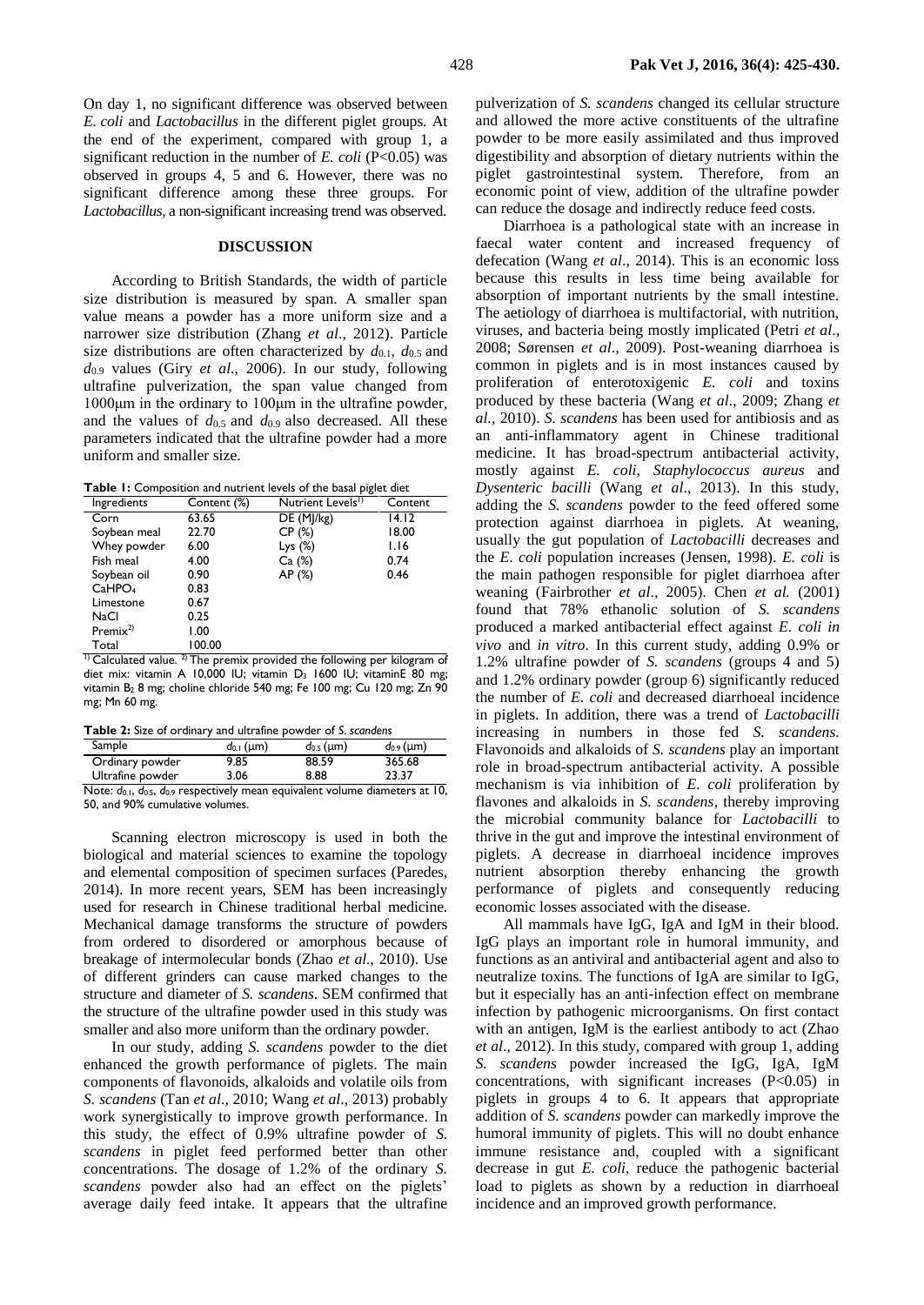On day 1, no significant difference was observed between *E. coli* and *Lactobacillus* in the different piglet groups. At the end of the experiment, compared with group 1, a significant reduction in the number of *E. coli* ($P<0.05$) was observed in groups 4, 5 and 6. However, there was no significant difference among these three groups. For *Lactobacillus*, a non-significant increasing trend was observed.

## DISCUSSION

According to British Standards, the width of particle size distribution is measured by span. A smaller span value means a powder has a more uniform size and a narrower size distribution (Zhang *et al*., 2012). Particle size distributions are often characterized by $d_{0.1}$, $d_{0.5}$ and $d_{0.9}$ values (Giry *et al*., 2006). In our study, following ultrafine pulverization, the span value changed from 1000μm in the ordinary to 100μm in the ultrafine powder, and the values of $d_{0.5}$ and $d_{0.9}$ also decreased. All these parameters indicated that the ultrafine powder had a more uniform and smaller size.

**Table 1:** Composition and nutrient levels of the basal piglet diet

| Ingredients | Content (%) | Nutrient Levels[1)] | Content |
|---|---|---|---|
| Corn | 63.65 | DE (MJ/kg) | 14.12 |
| Soybean meal | 22.70 | CP (%) | 18.00 |
| Whey powder | 6.00 | Lys (%) | 1.16 |
| Fish meal | 4.00 | Ca (%) | 0.74 |
| Soybean oil | 0.90 | AP (%) | 0.46 |
| $CaHPO_4$ | 0.83 | | |
| Limestone | 0.67 | | |
| NaCl | 0.25 | | |
| Premix[2)] | 1.00 | | |
| Total | 100.00 | | |

[1)] Calculated value. [2)] The premix provided the following per kilogram of diet mix: vitamin A 10,000 IU; vitamin $D_3$ 1600 IU; vitaminE 80 mg; vitamin $B_2$ 8 mg; choline chloride 540 mg; Fe 100 mg; Cu 120 mg; Zn 90 mg; Mn 60 mg.

**Table 2:** Size of ordinary and ultrafine powder of *S. scandens*

| Sample | $d_{0.1}$ (μm) | $d_{0.5}$ (μm) | $d_{0.9}$ (μm) |
|---|---|---|---|
| Ordinary powder | 9.85 | 88.59 | 365.68 |
| Ultrafine powder | 3.06 | 8.88 | 23.37 |

Note: $d_{0.1}$, $d_{0.5}$, $d_{0.9}$ respectively mean equivalent volume diameters at 10, 50, and 90% cumulative volumes.

Scanning electron microscopy is used in both the biological and material sciences to examine the topology and elemental composition of specimen surfaces (Paredes, 2014). In more recent years, SEM has been increasingly used for research in Chinese traditional herbal medicine. Mechanical damage transforms the structure of powders from ordered to disordered or amorphous because of breakage of intermolecular bonds (Zhao *et al*., 2010). Use of different grinders can cause marked changes to the structure and diameter of *S. scandens*. SEM confirmed that the structure of the ultrafine powder used in this study was smaller and also more uniform than the ordinary powder.

In our study, adding *S. scandens* powder to the diet enhanced the growth performance of piglets. The main components of flavonoids, alkaloids and volatile oils from *S. scandens* (Tan *et al*., 2010; Wang *et al*., 2013) probably work synergistically to improve growth performance. In this study, the effect of 0.9% ultrafine powder of *S. scandens* in piglet feed performed better than other concentrations. The dosage of 1.2% of the ordinary *S. scandens* powder also had an effect on the piglets' average daily feed intake. It appears that the ultrafine pulverization of *S. scandens* changed its cellular structure and allowed the more active constituents of the ultrafine powder to be more easily assimilated and thus improved digestibility and absorption of dietary nutrients within the piglet gastrointestinal system. Therefore, from an economic point of view, addition of the ultrafine powder can reduce the dosage and indirectly reduce feed costs.

Diarrhoea is a pathological state with an increase in faecal water content and increased frequency of defecation (Wang *et al*., 2014). This is an economic loss because this results in less time being available for absorption of important nutrients by the small intestine. The aetiology of diarrhoea is multifactorial, with nutrition, viruses, and bacteria being mostly implicated (Petri *et al*., 2008; Sørensen *et al*., 2009). Post-weaning diarrhoea is common in piglets and is in most instances caused by proliferation of enterotoxigenic *E. coli* and toxins produced by these bacteria (Wang *et al*., 2009; Zhang *et al.*, 2010). *S. scandens* has been used for antibiosis and as an anti-inflammatory agent in Chinese traditional medicine. It has broad-spectrum antibacterial activity, mostly against *E. coli*, *Staphylococcus aureus* and *Dysenteric bacilli* (Wang *et al*., 2013). In this study, adding the *S. scandens* powder to the feed offered some protection against diarrhoea in piglets. At weaning, usually the gut population of *Lactobacilli* decreases and the *E. coli* population increases (Jensen, 1998). *E. coli* is the main pathogen responsible for piglet diarrhoea after weaning (Fairbrother *et al*., 2005). Chen *et al.* (2001) found that 78% ethanolic solution of *S. scandens* produced a marked antibacterial effect against *E. coli in vivo* and *in vitro*. In this current study, adding 0.9% or 1.2% ultrafine powder of *S. scandens* (groups 4 and 5) and 1.2% ordinary powder (group 6) significantly reduced the number of *E. coli* and decreased diarrhoeal incidence in piglets. In addition, there was a trend of *Lactobacilli* increasing in numbers in those fed *S. scandens.* Flavonoids and alkaloids of *S. scandens* play an important role in broad-spectrum antibacterial activity. A possible mechanism is via inhibition of *E. coli* proliferation by flavones and alkaloids in *S. scandens*, thereby improving the microbial community balance for *Lactobacilli* to thrive in the gut and improve the intestinal environment of piglets. A decrease in diarrhoeal incidence improves nutrient absorption thereby enhancing the growth performance of piglets and consequently reducing economic losses associated with the disease.

All mammals have IgG, IgA and IgM in their blood. IgG plays an important role in humoral immunity, and functions as an antiviral and antibacterial agent and also to neutralize toxins. The functions of IgA are similar to IgG, but it especially has an anti-infection effect on membrane infection by pathogenic microorganisms. On first contact with an antigen, IgM is the earliest antibody to act (Zhao *et al*., 2012). In this study, compared with group 1, adding *S. scandens* powder increased the IgG, IgA, IgM concentrations, with significant increases ($P<0.05$) in piglets in groups 4 to 6. It appears that appropriate addition of *S. scandens* powder can markedly improve the humoral immunity of piglets. This will no doubt enhance immune resistance and, coupled with a significant decrease in gut *E. coli*, reduce the pathogenic bacterial load to piglets as shown by a reduction in diarrhoeal incidence and an improved growth performance.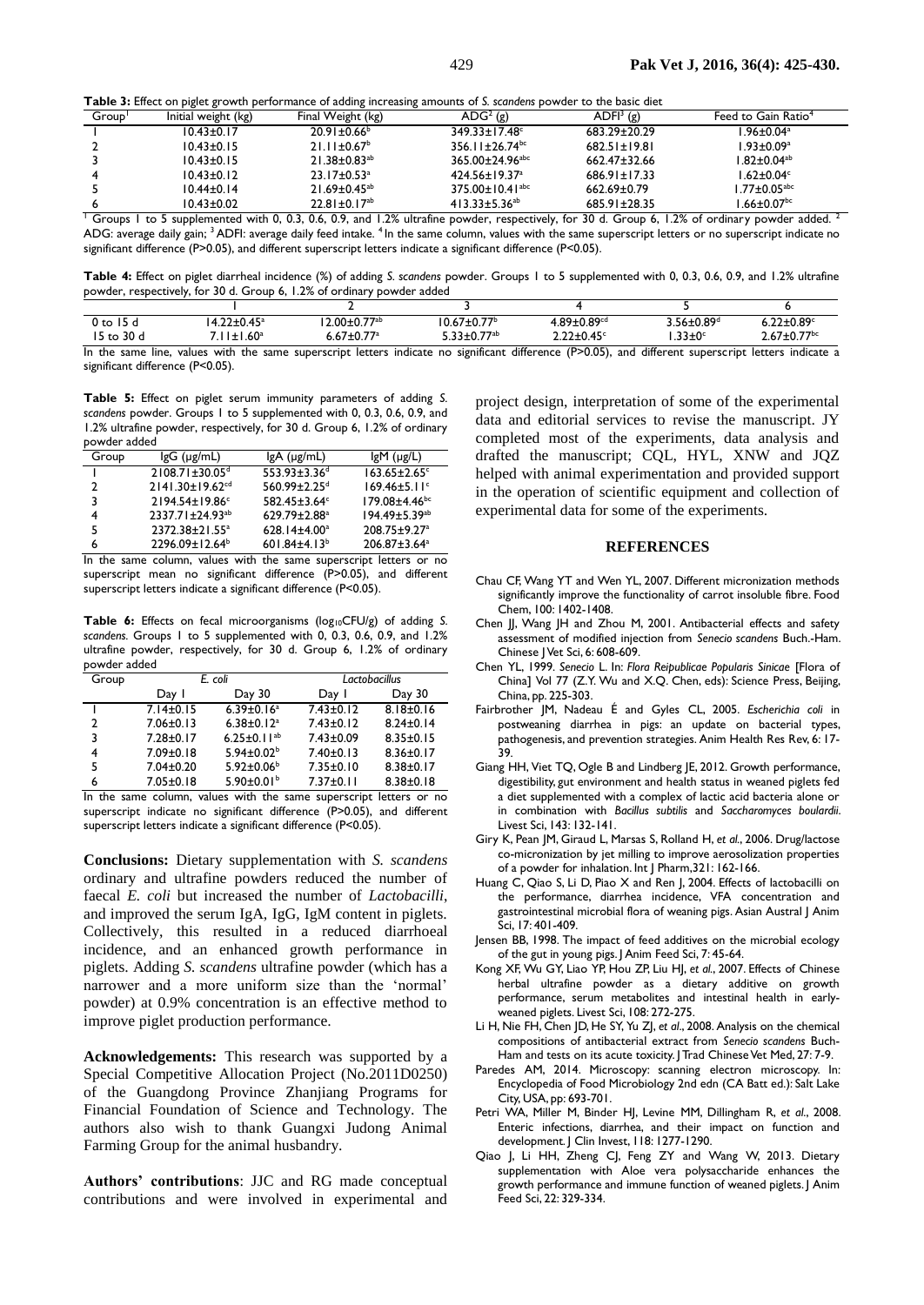**Table 3:** Effect on piglet growth performance of adding increasing amounts of *S. scandens* powder to the basic diet

| Group[1] | Initial weight (kg) | Final Weight (kg) | ADG[2] (g) | ADFI[3] (g) | Feed to Gain Ratio[4] |
|---|---|---|---|---|---|
| 1 | 10.43±0.17 | 20.91±0.66[b] | 349.33±17.48[c] | 683.29±20.29 | 1.96±0.04[a] |
| 2 | 10.43±0.15 | 21.11±0.67[b] | 356.11±26.74[bc] | 682.51±19.81 | 1.93±0.09[a] |
| 3 | 10.43±0.15 | 21.38±0.83[ab] | 365.00±24.96[abc] | 662.47±32.66 | 1.82±0.04[ab] |
| 4 | 10.43±0.12 | 23.17±0.53[a] | 424.56±19.37[a] | 686.91±17.33 | 1.62±0.04[c] |
| 5 | 10.44±0.14 | 21.69±0.45[ab] | 375.00±10.41[abc] | 662.69±0.79 | 1.77±0.05[abc] |
| 6 | 10.43±0.02 | 22.81±0.17[ab] | 413.33±5.36[ab] | 685.91±28.35 | 1.66±0.07[bc] |

[1] Groups 1 to 5 supplemented with 0, 0.3, 0.6, 0.9, and 1.2% ultrafine powder, respectively, for 30 d. Group 6, 1.2% of ordinary powder added. [2] ADG: average daily gain; [3] ADFI: average daily feed intake. [4] In the same column, values with the same superscript letters or no superscript letter indicate no significant difference (P>0.05), and different superscript letters indicate a significant difference (P<0.05).

**Table 4:** Effect on piglet diarrheal incidence (%) of adding *S. scandens* powder. Groups 1 to 5 supplemented with 0, 0.3, 0.6, 0.9, and 1.2% ultrafine powder, respectively, for 30 d. Group 6, 1.2% of ordinary powder added

| | 1 | 2 | 3 | 4 | 5 | 6 |
|---|---|---|---|---|---|---|
| 0 to 15 d | 14.22±0.45[a] | 12.00±0.77[ab] | 10.67±0.77[b] | 4.89±0.89[cd] | 3.56±0.89[d] | 6.22±0.89[c] |
| 15 to 30 d | 7.11±1.60[a] | 6.67±0.77[a] | 5.33±0.77[ab] | 2.22±0.45[c] | 1.33±0[c] | 2.67±0.77[bc] |

In the same line, values with the same superscript letters indicate no significant difference (P>0.05), and different superscript letters indicate a significant difference (P<0.05).

**Table 5:** Effect on piglet serum immunity parameters of adding *S. scandens* powder. Groups 1 to 5 supplemented with 0, 0.3, 0.6, 0.9, and 1.2% ultrafine powder, respectively, for 30 d. Group 6, 1.2% of ordinary powder added

| Group | IgG (μg/mL) | IgA (μg/mL) | IgM (μg/L) |
|---|---|---|---|
| 1 | 2108.71±30.05[d] | 553.93±3.36[d] | 163.65±2.65[c] |
| 2 | 2141.30±19.62[cd] | 560.99±2.25[d] | 169.46±5.11[c] |
| 3 | 2194.54±19.86[c] | 582.45±3.64[c] | 179.08±4.46[bc] |
| 4 | 2337.71±24.93[ab] | 629.79±2.88[a] | 194.49±5.39[ab] |
| 5 | 2372.38±21.55[a] | 628.14±4.00[a] | 208.75±9.27[a] |
| 6 | 2296.09±12.64[b] | 601.84±4.13[b] | 206.87±3.64[a] |

In the same column, values with the same superscript letters or no superscript mean no significant difference (P>0.05), and different superscript letters indicate a significant difference (P<0.05).

**Table 6:** Effects on fecal microorganisms ($log_{10}$CFU/g) of adding *S. scandens*. Groups 1 to 5 supplemented with 0, 0.3, 0.6, 0.9, and 1.2% ultrafine powder, respectively, for 30 d. Group 6, 1.2% of ordinary powder added

| Group | *E. coli* | | *Lactobacillus* | |
|---|---|---|---|---|
| | Day 1 | Day 30 | Day 1 | Day 30 |
| 1 | 7.14±0.15 | 6.39±0.16[a] | 7.43±0.12 | 8.18±0.16 |
| 2 | 7.06±0.13 | 6.38±0.12[a] | 7.43±0.12 | 8.24±0.14 |
| 3 | 7.28±0.17 | 6.25±0.11[ab] | 7.43±0.09 | 8.35±0.15 |
| 4 | 7.09±0.18 | 5.94±0.02[b] | 7.40±0.13 | 8.36±0.17 |
| 5 | 7.04±0.20 | 5.92±0.06[b] | 7.35±0.10 | 8.38±0.17 |
| 6 | 7.05±0.18 | 5.90±0.01[b] | 7.37±0.11 | 8.38±0.18 |

In the same column, values with the same superscript letters or no superscript indicate no significant difference (P>0.05), and different superscript letters indicate a significant difference (P<0.05).

**Conclusions:** Dietary supplementation with *S. scandens* ordinary and ultrafine powders reduced the number of faecal *E. coli* but increased the number of *Lactobacilli*, and improved the serum IgA, IgG, IgM content in piglets. Collectively, this resulted in a reduced diarrhoeal incidence, and an enhanced growth performance in piglets. Adding *S. scandens* ultrafine powder (which has a narrower and a more uniform size than the 'normal' powder) at 0.9% concentration is an effective method to improve piglet production performance.

**Acknowledgements:** This research was supported by a Special Competitive Allocation Project (No.2011D0250) of the Guangdong Province Zhanjiang Programs for Financial Foundation of Science and Technology. The authors also wish to thank Guangxi Judong Animal Farming Group for the animal husbandry.

**Authors' contributions**: JJC and RG made conceptual contributions and were involved in experimental and project design, interpretation of some of the experimental data and editorial services to revise the manuscript. JY completed most of the experiments, data analysis and drafted the manuscript; CQL, HYL, XNW and JQZ helped with animal experimentation and provided support in the operation of scientific equipment and collection of experimental data for some of the experiments.

## REFERENCES

Chau CF, Wang YT and Wen YL, 2007. Different micronization methods significantly improve the functionality of carrot insoluble fibre. Food Chem, 100: 1402-1408.

Chen JJ, Wang JH and Zhou M, 2001. Antibacterial effects and safety assessment of modified injection from *Senecio scandens* Buch.-Ham. Chinese J Vet Sci, 6: 608-609.

Chen YL, 1999. *Senecio* L. In: *Flora Reipublicae Popularis Sinicae* [Flora of China] Vol 77 (Z.Y. Wu and X.Q. Chen, eds): Science Press, Beijing, China, pp. 225-303.

Fairbrother JM, Nadeau É and Gyles CL, 2005. *Escherichia coli* in postweaning diarrhea in pigs: an update on bacterial types, pathogenesis, and prevention strategies. Anim Health Res Rev, 6: 17-39.

Giang HH, Viet TQ, Ogle B and Lindberg JE, 2012. Growth performance, digestibility, gut environment and health status in weaned piglets fed a diet supplemented with a complex of lactic acid bacteria alone or in combination with *Bacillus subtilis* and *Saccharomyces boulardii*. Livest Sci, 143: 132-141.

Giry K, Pean JM, Giraud L, Marsas S, Rolland H, *et al.*, 2006. Drug/lactose co-micronization by jet milling to improve aerosolization properties of a powder for inhalation. Int J Pharm,321: 162-166.

Huang C, Qiao S, Li D, Piao X and Ren J, 2004. Effects of lactobacilli on the performance, diarrhea incidence, VFA concentration and gastrointestinal microbial flora of weaning pigs. Asian Austral J Anim Sci, 17: 401-409.

Jensen BB, 1998. The impact of feed additives on the microbial ecology of the gut in young pigs. J Anim Feed Sci, 7: 45-64.

Kong XF, Wu GY, Liao YP, Hou ZP, Liu HJ, *et al.*, 2007. Effects of Chinese herbal ultrafine powder as a dietary additive on growth performance, serum metabolites and intestinal health in early-weaned piglets. Livest Sci, 108: 272-275.

Li H, Nie FH, Chen JD, He SY, Yu ZJ, *et al.*, 2008. Analysis on the chemical compositions of antibacterial extract from *Senecio scandens* Buch-Ham and tests on its acute toxicity. J Trad Chinese Vet Med, 27: 7-9.

Paredes AM, 2014. Microscopy: scanning electron microscopy. In: Encyclopedia of Food Microbiology 2nd edn (CA Batt ed.): Salt Lake City, USA, pp: 693-701.

Petri WA, Miller M, Binder HJ, Levine MM, Dillingham R, *et al.*, 2008. Enteric infections, diarrhea, and their impact on function and development. J Clin Invest, 118: 1277-1290.

Qiao J, Li HH, Zheng CJ, Feng ZY and Wang W, 2013. Dietary supplementation with Aloe vera polysaccharide enhances the growth performance and immune function of weaned piglets. J Anim Feed Sci, 22: 329-334.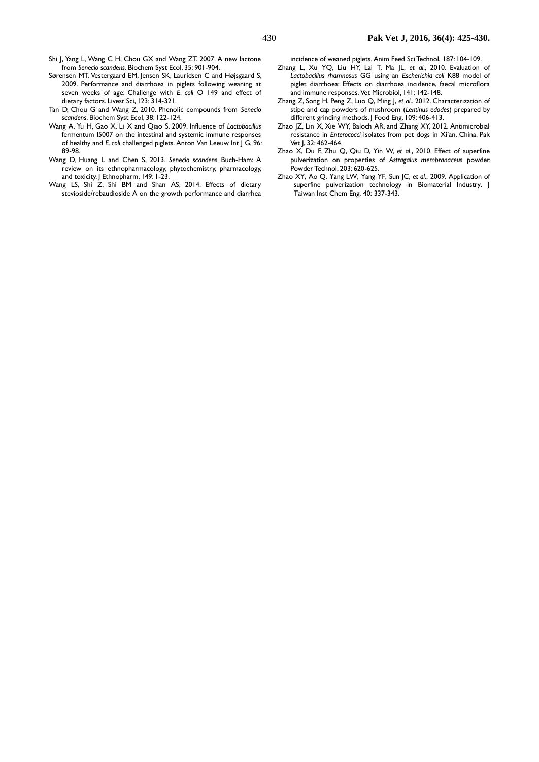Shi J, Yang L, Wang C H, Chou GX and Wang ZT, 2007. A new lactone from *Senecio scandens*. Biochem Syst Ecol, 35: 901-904.

Sørensen MT, Vestergaard EM, Jensen SK, Lauridsen C and Højsgaard S, 2009. Performance and diarrhoea in piglets following weaning at seven weeks of age: Challenge with *E. coli* O 149 and effect of dietary factors. Livest Sci, 123: 314-321.

Tan D, Chou G and Wang Z, 2010. Phenolic compounds from *Senecio scandens*. Biochem Syst Ecol, 38: 122-124.

Wang A, Yu H, Gao X, Li X and Qiao S, 2009. Influence of *Lactobacillus* fermentum I5007 on the intestinal and systemic immune responses of healthy and *E. coli* challenged piglets. Anton Van Leeuw Int J G, 96: 89-98.

Wang D, Huang L and Chen S, 2013. *Senecio scandens* Buch-Ham: A review on its ethnopharmacology, phytochemistry, pharmacology, and toxicity. J Ethnopharm, 149: 1-23.

Wang LS, Shi Z, Shi BM and Shan AS, 2014. Effects of dietary stevioside/rebaudioside A on the growth performance and diarrhea incidence of weaned piglets. Anim Feed Sci Technol, 187: 104-109.

Zhang L, Xu YQ, Liu HY, Lai T, Ma JL, *et al.*, 2010. Evaluation of *Lactobacillus rhamnosus* GG using an *Escherichia coli* K88 model of piglet diarrhoea: Effects on diarrhoea incidence, faecal microflora and immune responses. Vet Microbiol, 141: 142-148.

Zhang Z, Song H, Peng Z, Luo Q, Ming J, *et al.*, 2012. Characterization of stipe and cap powders of mushroom (*Lentinus edodes*) prepared by different grinding methods. J Food Eng, 109: 406-413.

Zhao JZ, Lin X, Xie WY, Baloch AR, and Zhang XY, 2012. Antimicrobial resistance in *Enterococci* isolates from pet dogs in Xi'an, China. Pak Vet J, 32: 462-464.

Zhao X, Du F, Zhu Q, Qiu D, Yin W, *et al.*, 2010. Effect of superfine pulverization on properties of *Astragalus membranaceus* powder. Powder Technol, 203: 620-625.

Zhao XY, Ao Q, Yang LW, Yang YF, Sun JC, *et al.*, 2009. Application of superfine pulverization technology in Biomaterial Industry. J Taiwan Inst Chem Eng, 40: 337-343.